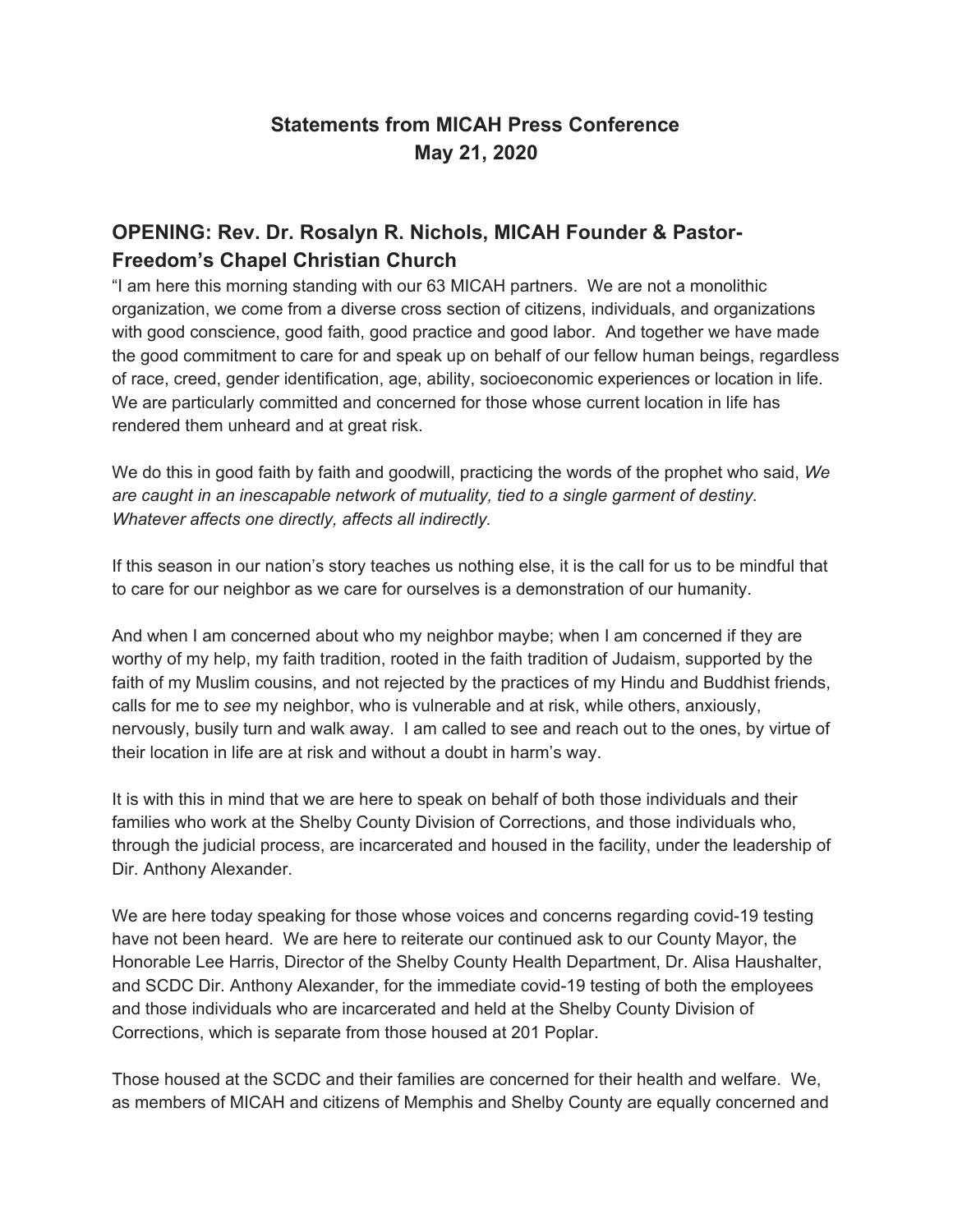# Statements from MICAH Press Conference
# May 21, 2020

## OPENING: Rev. Dr. Rosalyn R. Nichols, MICAH Founder & Pastor-Freedom's Chapel Christian Church

"I am here this morning standing with our 63 MICAH partners. We are not a monolithic organization, we come from a diverse cross section of citizens, individuals, and organizations with good conscience, good faith, good practice and good labor. And together we have made the good commitment to care for and speak up on behalf of our fellow human beings, regardless of race, creed, gender identification, age, ability, socioeconomic experiences or location in life. We are particularly committed and concerned for those whose current location in life has rendered them unheard and at great risk.

We do this in good faith by faith and goodwill, practicing the words of the prophet who said, *We are caught in an inescapable network of mutuality, tied to a single garment of destiny. Whatever affects one directly, affects all indirectly.*

If this season in our nation's story teaches us nothing else, it is the call for us to be mindful that to care for our neighbor as we care for ourselves is a demonstration of our humanity.

And when I am concerned about who my neighbor maybe; when I am concerned if they are worthy of my help, my faith tradition, rooted in the faith tradition of Judaism, supported by the faith of my Muslim cousins, and not rejected by the practices of my Hindu and Buddhist friends, calls for me to *see* my neighbor, who is vulnerable and at risk, while others, anxiously, nervously, busily turn and walk away. I am called to see and reach out to the ones, by virtue of their location in life are at risk and without a doubt in harm's way.

It is with this in mind that we are here to speak on behalf of both those individuals and their families who work at the Shelby County Division of Corrections, and those individuals who, through the judicial process, are incarcerated and housed in the facility, under the leadership of Dir. Anthony Alexander.

We are here today speaking for those whose voices and concerns regarding covid-19 testing have not been heard. We are here to reiterate our continued ask to our County Mayor, the Honorable Lee Harris, Director of the Shelby County Health Department, Dr. Alisa Haushalter, and SCDC Dir. Anthony Alexander, for the immediate covid-19 testing of both the employees and those individuals who are incarcerated and held at the Shelby County Division of Corrections, which is separate from those housed at 201 Poplar.

Those housed at the SCDC and their families are concerned for their health and welfare. We, as members of MICAH and citizens of Memphis and Shelby County are equally concerned and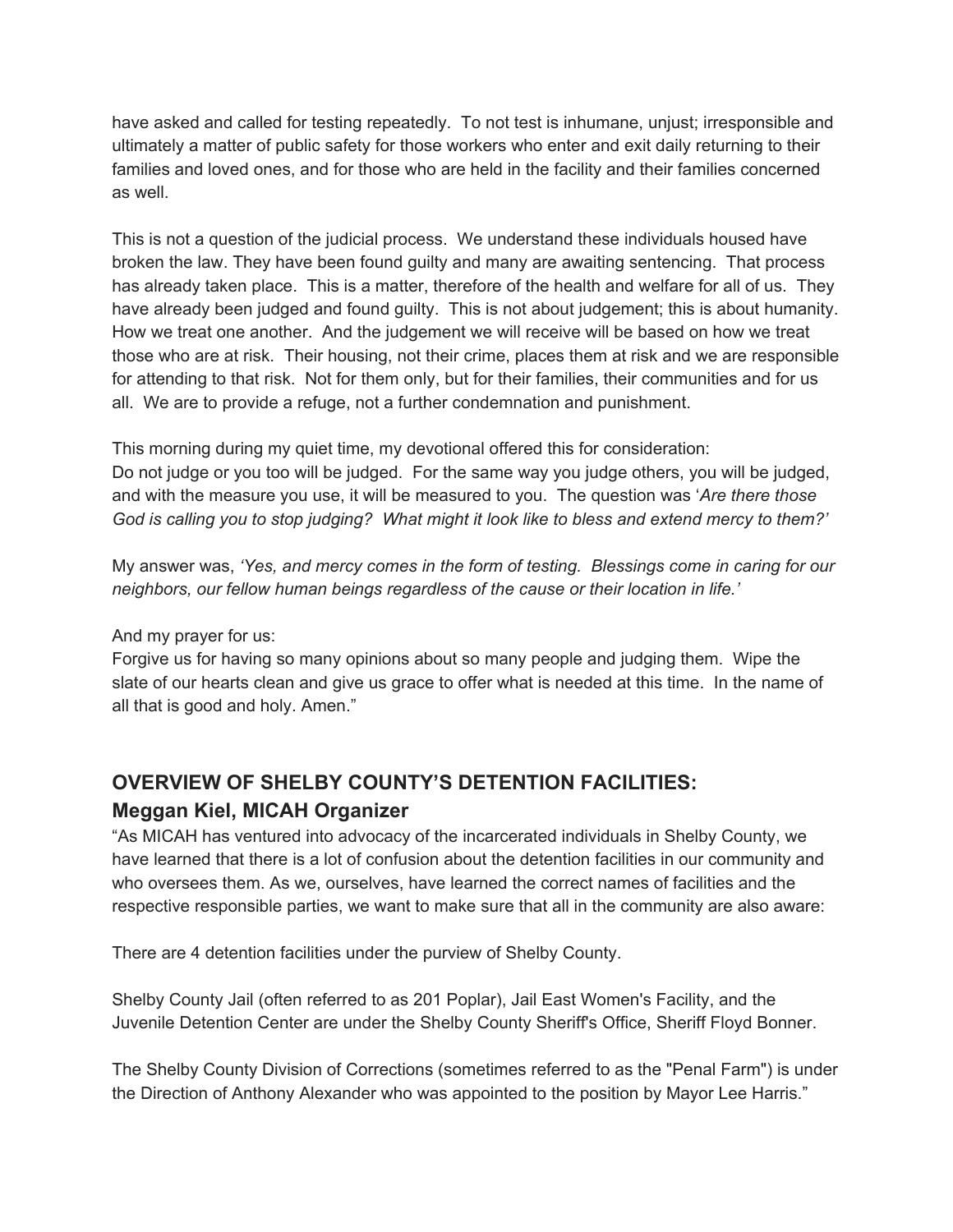have asked and called for testing repeatedly. To not test is inhumane, unjust; irresponsible and ultimately a matter of public safety for those workers who enter and exit daily returning to their families and loved ones, and for those who are held in the facility and their families concerned as well.

This is not a question of the judicial process. We understand these individuals housed have broken the law. They have been found guilty and many are awaiting sentencing. That process has already taken place. This is a matter, therefore of the health and welfare for all of us. They have already been judged and found guilty. This is not about judgement; this is about humanity. How we treat one another. And the judgement we will receive will be based on how we treat those who are at risk. Their housing, not their crime, places them at risk and we are responsible for attending to that risk. Not for them only, but for their families, their communities and for us all. We are to provide a refuge, not a further condemnation and punishment.

This morning during my quiet time, my devotional offered this for consideration:
Do not judge or you too will be judged. For the same way you judge others, you will be judged, and with the measure you use, it will be measured to you. The question was '*Are there those God is calling you to stop judging? What might it look like to bless and extend mercy to them?'*

My answer was, *'Yes, and mercy comes in the form of testing. Blessings come in caring for our neighbors, our fellow human beings regardless of the cause or their location in life.'*

And my prayer for us:
Forgive us for having so many opinions about so many people and judging them. Wipe the slate of our hearts clean and give us grace to offer what is needed at this time. In the name of all that is good and holy. Amen."

## OVERVIEW OF SHELBY COUNTY'S DETENTION FACILITIES:
### Meggan Kiel, MICAH Organizer

"As MICAH has ventured into advocacy of the incarcerated individuals in Shelby County, we have learned that there is a lot of confusion about the detention facilities in our community and who oversees them. As we, ourselves, have learned the correct names of facilities and the respective responsible parties, we want to make sure that all in the community are also aware:

There are 4 detention facilities under the purview of Shelby County.

Shelby County Jail (often referred to as 201 Poplar), Jail East Women's Facility, and the Juvenile Detention Center are under the Shelby County Sheriff's Office, Sheriff Floyd Bonner.

The Shelby County Division of Corrections (sometimes referred to as the "Penal Farm") is under the Direction of Anthony Alexander who was appointed to the position by Mayor Lee Harris."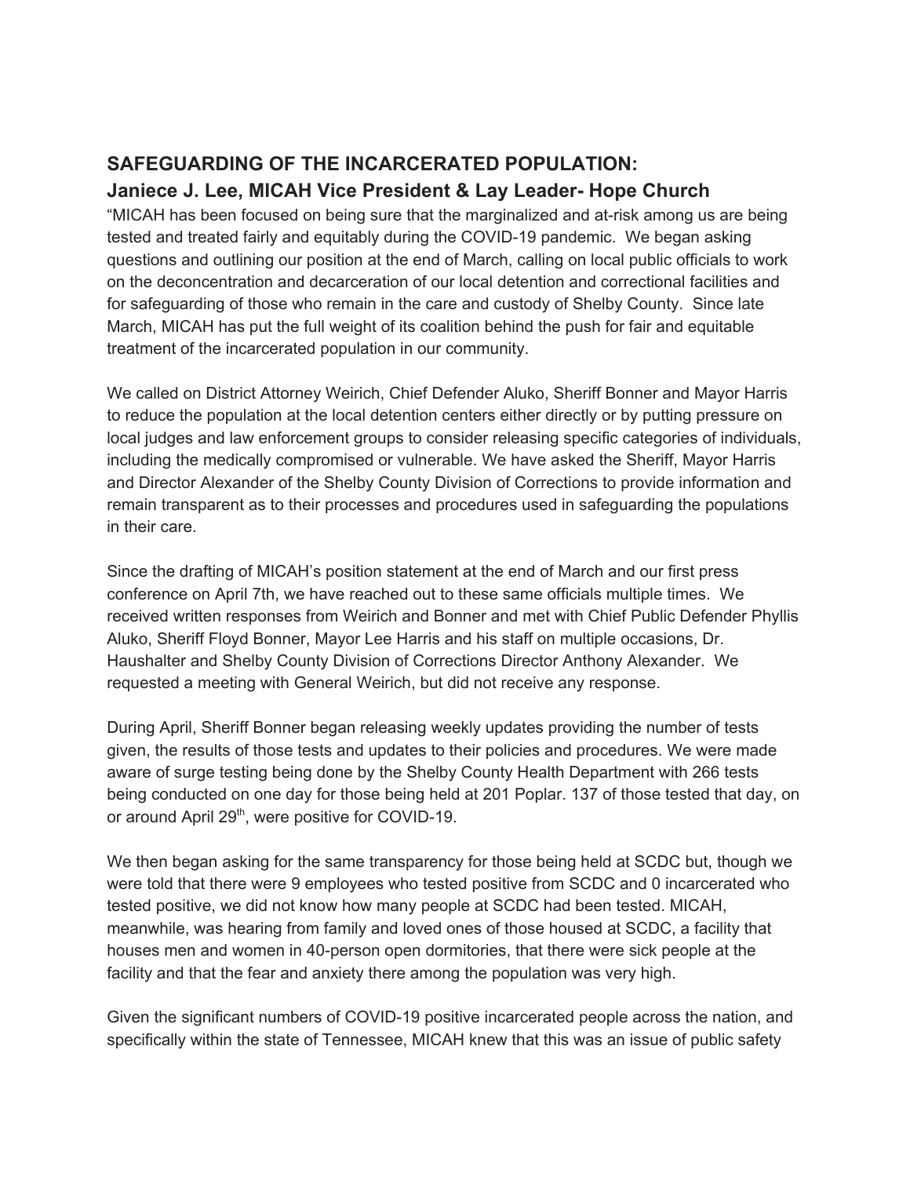## SAFEGUARDING OF THE INCARCERATED POPULATION:
### Janiece J. Lee, MICAH Vice President & Lay Leader- Hope Church

"MICAH has been focused on being sure that the marginalized and at-risk among us are being tested and treated fairly and equitably during the COVID-19 pandemic. We began asking questions and outlining our position at the end of March, calling on local public officials to work on the deconcentration and decarceration of our local detention and correctional facilities and for safeguarding of those who remain in the care and custody of Shelby County. Since late March, MICAH has put the full weight of its coalition behind the push for fair and equitable treatment of the incarcerated population in our community.

We called on District Attorney Weirich, Chief Defender Aluko, Sheriff Bonner and Mayor Harris to reduce the population at the local detention centers either directly or by putting pressure on local judges and law enforcement groups to consider releasing specific categories of individuals, including the medically compromised or vulnerable. We have asked the Sheriff, Mayor Harris and Director Alexander of the Shelby County Division of Corrections to provide information and remain transparent as to their processes and procedures used in safeguarding the populations in their care.

Since the drafting of MICAH's position statement at the end of March and our first press conference on April 7th, we have reached out to these same officials multiple times. We received written responses from Weirich and Bonner and met with Chief Public Defender Phyllis Aluko, Sheriff Floyd Bonner, Mayor Lee Harris and his staff on multiple occasions, Dr. Haushalter and Shelby County Division of Corrections Director Anthony Alexander. We requested a meeting with General Weirich, but did not receive any response.

During April, Sheriff Bonner began releasing weekly updates providing the number of tests given, the results of those tests and updates to their policies and procedures. We were made aware of surge testing being done by the Shelby County Health Department with 266 tests being conducted on one day for those being held at 201 Poplar. 137 of those tested that day, on or around April 29th, were positive for COVID-19.

We then began asking for the same transparency for those being held at SCDC but, though we were told that there were 9 employees who tested positive from SCDC and 0 incarcerated who tested positive, we did not know how many people at SCDC had been tested. MICAH, meanwhile, was hearing from family and loved ones of those housed at SCDC, a facility that houses men and women in 40-person open dormitories, that there were sick people at the facility and that the fear and anxiety there among the population was very high.

Given the significant numbers of COVID-19 positive incarcerated people across the nation, and specifically within the state of Tennessee, MICAH knew that this was an issue of public safety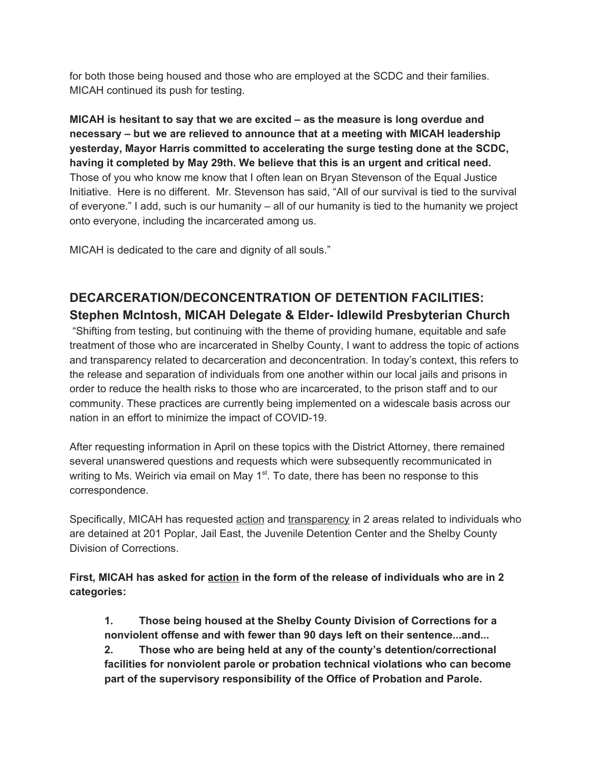for both those being housed and those who are employed at the SCDC and their families. MICAH continued its push for testing.

**MICAH is hesitant to say that we are excited – as the measure is long overdue and necessary – but we are relieved to announce that at a meeting with MICAH leadership yesterday, Mayor Harris committed to accelerating the surge testing done at the SCDC, having it completed by May 29th. We believe that this is an urgent and critical need.** Those of you who know me know that I often lean on Bryan Stevenson of the Equal Justice Initiative. Here is no different. Mr. Stevenson has said, "All of our survival is tied to the survival of everyone." I add, such is our humanity – all of our humanity is tied to the humanity we project onto everyone, including the incarcerated among us.

MICAH is dedicated to the care and dignity of all souls."

## DECARCERATION/DECONCENTRATION OF DETENTION FACILITIES: Stephen McIntosh, MICAH Delegate & Elder- Idlewild Presbyterian Church

"Shifting from testing, but continuing with the theme of providing humane, equitable and safe treatment of those who are incarcerated in Shelby County, I want to address the topic of actions and transparency related to decarceration and deconcentration. In today's context, this refers to the release and separation of individuals from one another within our local jails and prisons in order to reduce the health risks to those who are incarcerated, to the prison staff and to our community. These practices are currently being implemented on a widescale basis across our nation in an effort to minimize the impact of COVID-19.

After requesting information in April on these topics with the District Attorney, there remained several unanswered questions and requests which were subsequently recommunicated in writing to Ms. Weirich via email on May 1st. To date, there has been no response to this correspondence.

Specifically, MICAH has requested action and transparency in 2 areas related to individuals who are detained at 201 Poplar, Jail East, the Juvenile Detention Center and the Shelby County Division of Corrections.

**First, MICAH has asked for action in the form of the release of individuals who are in 2 categories:**

> **1. Those being housed at the Shelby County Division of Corrections for a nonviolent offense and with fewer than 90 days left on their sentence...and...**
> **2. Those who are being held at any of the county's detention/correctional facilities for nonviolent parole or probation technical violations who can become part of the supervisory responsibility of the Office of Probation and Parole.**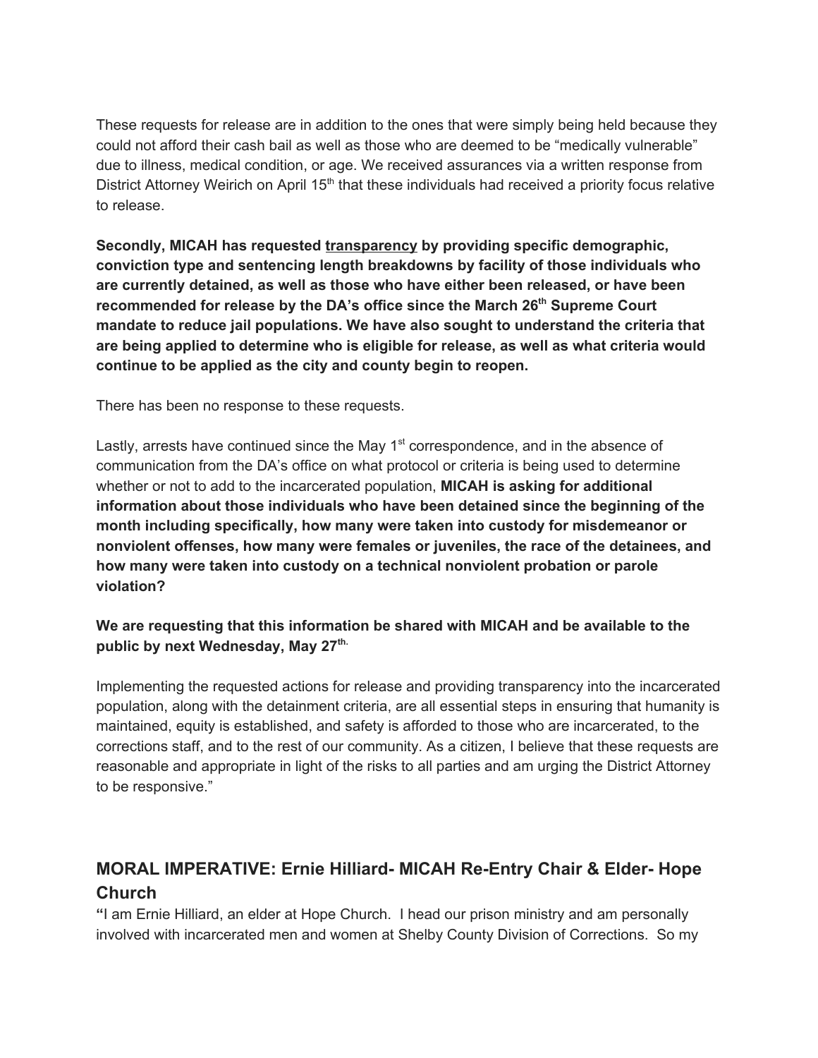These requests for release are in addition to the ones that were simply being held because they could not afford their cash bail as well as those who are deemed to be "medically vulnerable" due to illness, medical condition, or age. We received assurances via a written response from District Attorney Weirich on April 15th that these individuals had received a priority focus relative to release.

**Secondly, MICAH has requested transparency by providing specific demographic, conviction type and sentencing length breakdowns by facility of those individuals who are currently detained, as well as those who have either been released, or have been recommended for release by the DA's office since the March 26th Supreme Court mandate to reduce jail populations. We have also sought to understand the criteria that are being applied to determine who is eligible for release, as well as what criteria would continue to be applied as the city and county begin to reopen.**

There has been no response to these requests.

Lastly, arrests have continued since the May 1st correspondence, and in the absence of communication from the DA's office on what protocol or criteria is being used to determine whether or not to add to the incarcerated population, **MICAH is asking for additional information about those individuals who have been detained since the beginning of the month including specifically, how many were taken into custody for misdemeanor or nonviolent offenses, how many were females or juveniles, the race of the detainees, and how many were taken into custody on a technical nonviolent probation or parole violation?**

**We are requesting that this information be shared with MICAH and be available to the public by next Wednesday, May 27th.**

Implementing the requested actions for release and providing transparency into the incarcerated population, along with the detainment criteria, are all essential steps in ensuring that humanity is maintained, equity is established, and safety is afforded to those who are incarcerated, to the corrections staff, and to the rest of our community. As a citizen, I believe that these requests are reasonable and appropriate in light of the risks to all parties and am urging the District Attorney to be responsive."

## MORAL IMPERATIVE: Ernie Hilliard- MICAH Re-Entry Chair & Elder- Hope Church

**"**I am Ernie Hilliard, an elder at Hope Church. I head our prison ministry and am personally involved with incarcerated men and women at Shelby County Division of Corrections. So my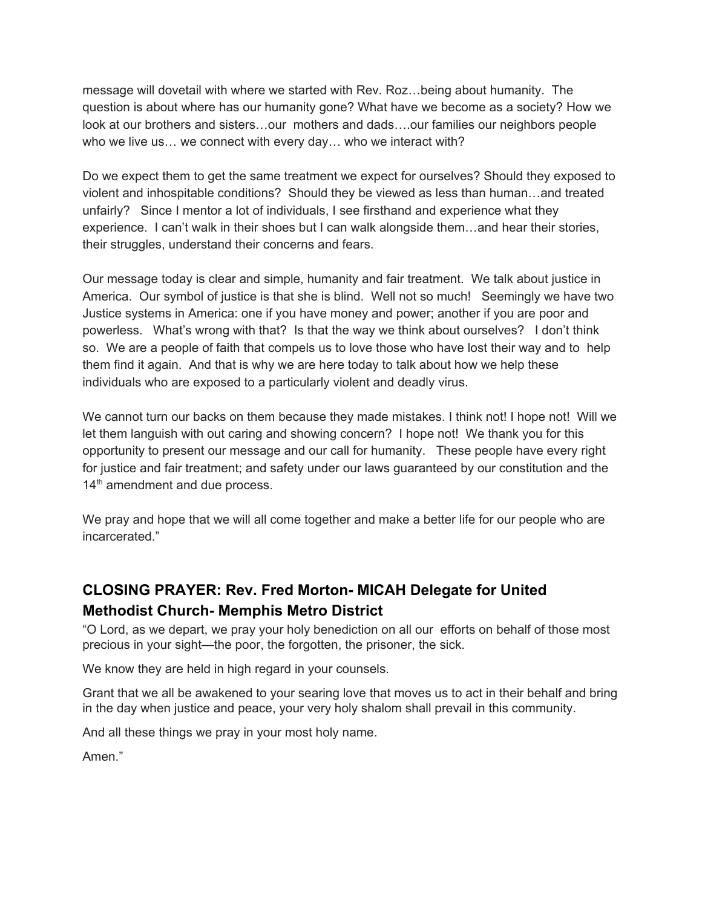message will dovetail with where we started with Rev. Roz…being about humanity. The question is about where has our humanity gone? What have we become as a society? How we look at our brothers and sisters…our mothers and dads….our families our neighbors people who we live us… we connect with every day… who we interact with?

Do we expect them to get the same treatment we expect for ourselves? Should they exposed to violent and inhospitable conditions? Should they be viewed as less than human…and treated unfairly? Since I mentor a lot of individuals, I see firsthand and experience what they experience. I can't walk in their shoes but I can walk alongside them…and hear their stories, their struggles, understand their concerns and fears.

Our message today is clear and simple, humanity and fair treatment. We talk about justice in America. Our symbol of justice is that she is blind. Well not so much! Seemingly we have two Justice systems in America: one if you have money and power; another if you are poor and powerless. What's wrong with that? Is that the way we think about ourselves? I don't think so. We are a people of faith that compels us to love those who have lost their way and to help them find it again. And that is why we are here today to talk about how we help these individuals who are exposed to a particularly violent and deadly virus.

We cannot turn our backs on them because they made mistakes. I think not! I hope not! Will we let them languish with out caring and showing concern? I hope not! We thank you for this opportunity to present our message and our call for humanity. These people have every right for justice and fair treatment; and safety under our laws guaranteed by our constitution and the 14th amendment and due process.

We pray and hope that we will all come together and make a better life for our people who are incarcerated."

## CLOSING PRAYER: Rev. Fred Morton- MICAH Delegate for United Methodist Church- Memphis Metro District

"O Lord, as we depart, we pray your holy benediction on all our efforts on behalf of those most precious in your sight—the poor, the forgotten, the prisoner, the sick.

We know they are held in high regard in your counsels.

Grant that we all be awakened to your searing love that moves us to act in their behalf and bring in the day when justice and peace, your very holy shalom shall prevail in this community.

And all these things we pray in your most holy name.

Amen."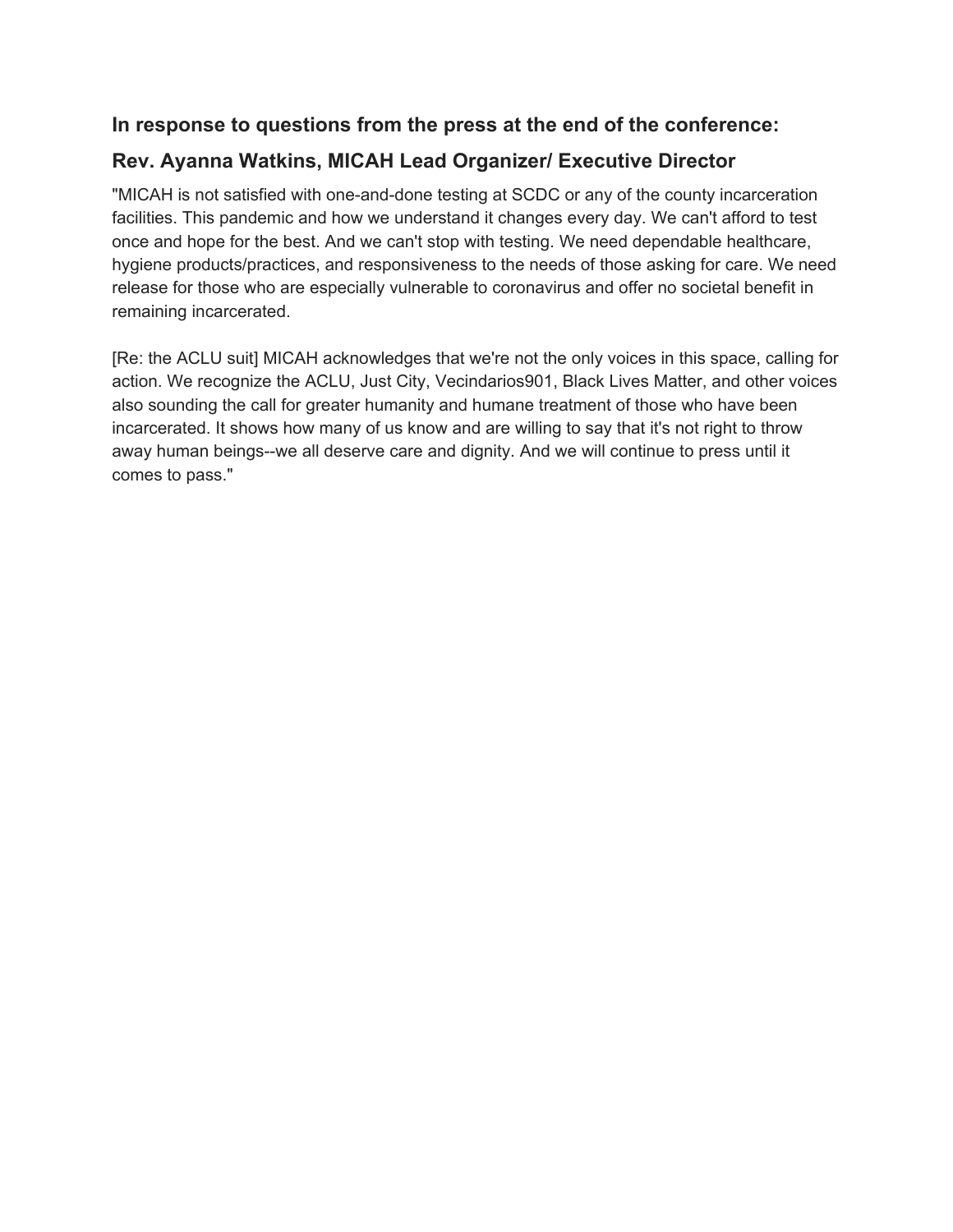### In response to questions from the press at the end of the conference:

### Rev. Ayanna Watkins, MICAH Lead Organizer/ Executive Director

"MICAH is not satisfied with one-and-done testing at SCDC or any of the county incarceration facilities. This pandemic and how we understand it changes every day. We can't afford to test once and hope for the best. And we can't stop with testing. We need dependable healthcare, hygiene products/practices, and responsiveness to the needs of those asking for care. We need release for those who are especially vulnerable to coronavirus and offer no societal benefit in remaining incarcerated.

[Re: the ACLU suit] MICAH acknowledges that we're not the only voices in this space, calling for action. We recognize the ACLU, Just City, Vecindarios901, Black Lives Matter, and other voices also sounding the call for greater humanity and humane treatment of those who have been incarcerated. It shows how many of us know and are willing to say that it's not right to throw away human beings--we all deserve care and dignity. And we will continue to press until it comes to pass."